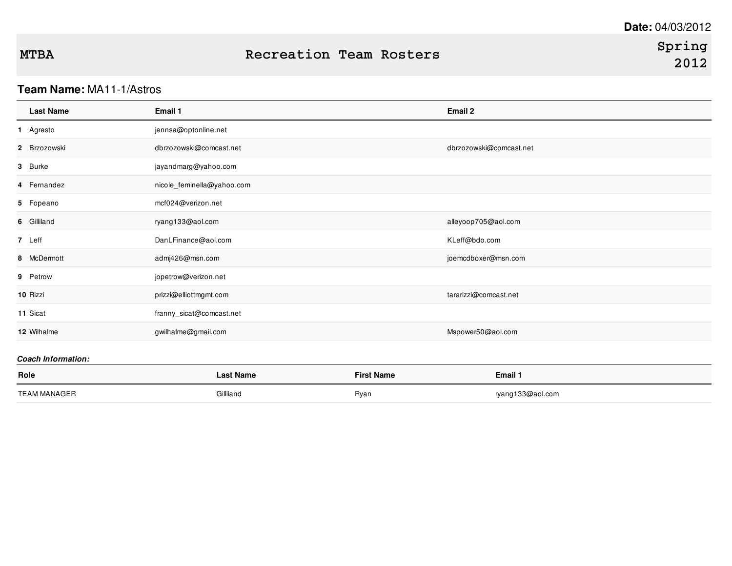**Date:** 04/03/2012

# MTBA Recreation Team Rosters Spring 2012

**Team Name:** MA11-1/Astros

| | Last Name | Email 1 | Email 2 |
|---|---|---|---|
| 1 | Agresto | jennsa@optonline.net | |
| 2 | Brzozowski | dbrzozowski@comcast.net | dbrzozowski@comcast.net |
| 3 | Burke | jayandmarg@yahoo.com | |
| 4 | Fernandez | nicole_feminella@yahoo.com | |
| 5 | Fopeano | mcf024@verizon.net | |
| 6 | Gilliland | ryang133@aol.com | alleyoop705@aol.com |
| 7 | Leff | DanLFinance@aol.com | KLeff@bdo.com |
| 8 | McDermott | admj426@msn.com | joemcdboxer@msn.com |
| 9 | Petrow | jopetrow@verizon.net | |
| 10 | Rizzi | prizzi@elliottmgmt.com | tararizzi@comcast.net |
| 11 | Sicat | franny_sicat@comcast.net | |
| 12 | Wilhalme | gwilhalme@gmail.com | Mspower50@aol.com |

***Coach Information:***

| Role | Last Name | First Name | Email 1 |
|---|---|---|---|
| TEAM MANAGER | Gilliland | Ryan | ryang133@aol.com |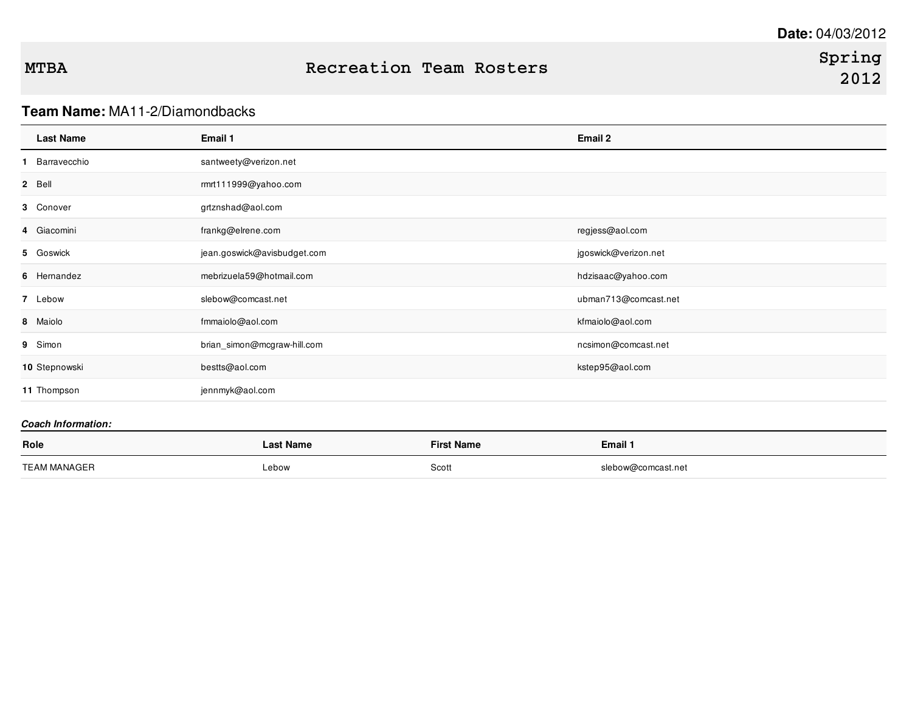**Date:** 04/03/2012

| MTBA | Recreation Team Rosters | Spring 2012 |
|---|---|---|

**Team Name:** MA11-2/Diamondbacks

| | Last Name | Email 1 | Email 2 |
|---|---|---|---|
| 1 | Barravecchio | santweety@verizon.net | |
| 2 | Bell | rmrt111999@yahoo.com | |
| 3 | Conover | grtznshad@aol.com | |
| 4 | Giacomini | frankg@elrene.com | regjess@aol.com |
| 5 | Goswick | jean.goswick@avisbudget.com | jgoswick@verizon.net |
| 6 | Hernandez | mebrizuela59@hotmail.com | hdzisaac@yahoo.com |
| 7 | Lebow | slebow@comcast.net | ubman713@comcast.net |
| 8 | Maiolo | fmmaiolo@aol.com | kfmaiolo@aol.com |
| 9 | Simon | brian_simon@mcgraw-hill.com | ncsimon@comcast.net |
| 10 | Stepnowski | bestts@aol.com | kstep95@aol.com |
| 11 | Thompson | jennmyk@aol.com | |

***Coach Information:***

| Role | Last Name | First Name | Email 1 |
|---|---|---|---|
| TEAM MANAGER | Lebow | Scott | slebow@comcast.net |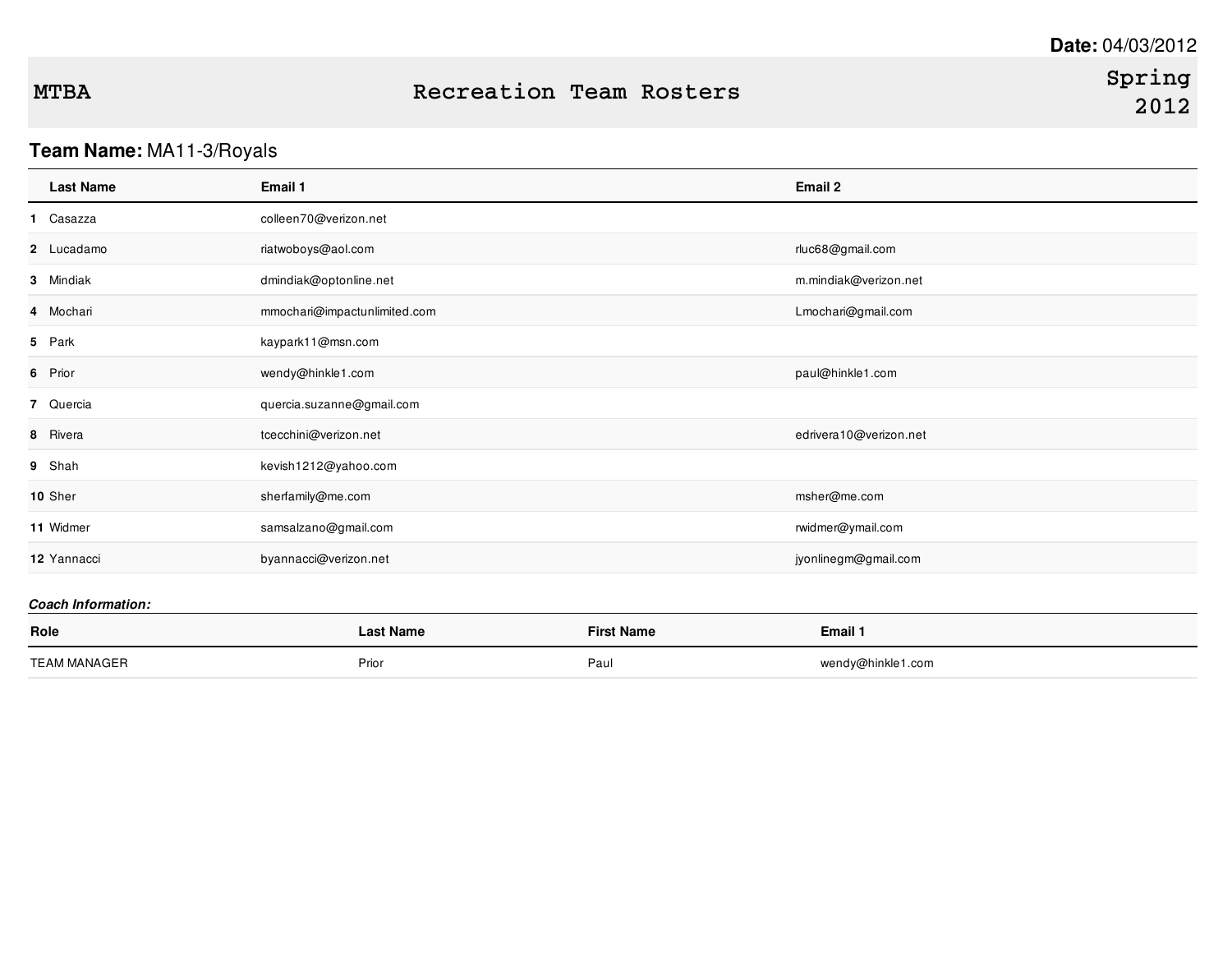**Date:** 04/03/2012

**MTBA** — **Recreation Team Rosters** — **Spring 2012**

**Team Name:** MA11-3/Royals

| | Last Name | Email 1 | Email 2 |
|---|---|---|---|
| 1 | Casazza | colleen70@verizon.net | |
| 2 | Lucadamo | riatwoboys@aol.com | rluc68@gmail.com |
| 3 | Mindiak | dmindiak@optonline.net | m.mindiak@verizon.net |
| 4 | Mochari | mmochari@impactunlimited.com | Lmochari@gmail.com |
| 5 | Park | kaypark11@msn.com | |
| 6 | Prior | wendy@hinkle1.com | paul@hinkle1.com |
| 7 | Quercia | quercia.suzanne@gmail.com | |
| 8 | Rivera | tcecchini@verizon.net | edrivera10@verizon.net |
| 9 | Shah | kevish1212@yahoo.com | |
| 10 | Sher | sherfamily@me.com | msher@me.com |
| 11 | Widmer | samsalzano@gmail.com | rwidmer@ymail.com |
| 12 | Yannacci | byannacci@verizon.net | jyonlinegm@gmail.com |

***Coach Information:***

| Role | Last Name | First Name | Email 1 |
|---|---|---|---|
| TEAM MANAGER | Prior | Paul | wendy@hinkle1.com |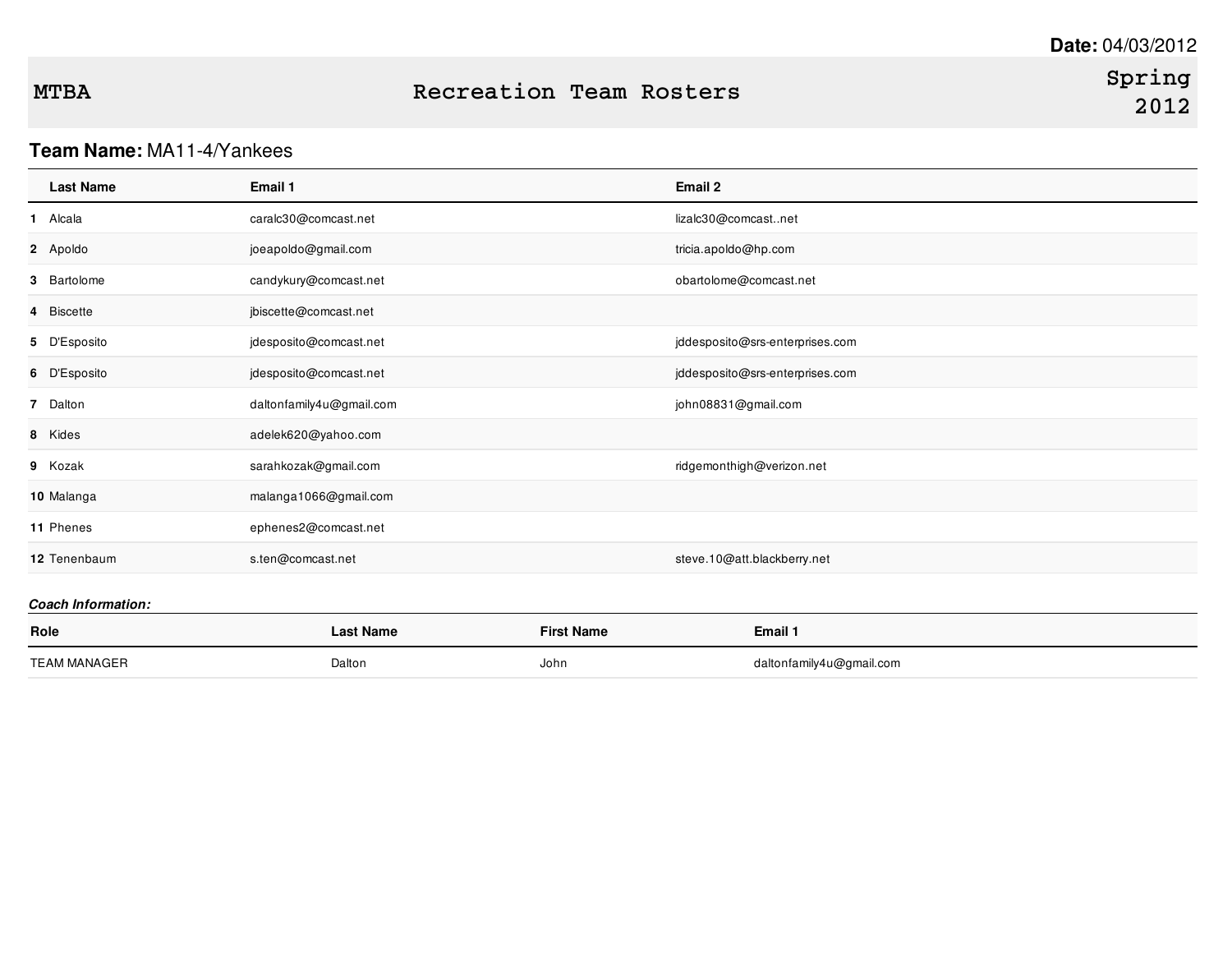**Date:** 04/03/2012

# MTBA — Recreation Team Rosters — Spring 2012

**Team Name:** MA11-4/Yankees

| | Last Name | Email 1 | Email 2 |
|---|---|---|---|
| 1 | Alcala | caralc30@comcast.net | lizalc30@comcast..net |
| 2 | Apoldo | joeapoldo@gmail.com | tricia.apoldo@hp.com |
| 3 | Bartolome | candykury@comcast.net | obartolome@comcast.net |
| 4 | Biscette | jbiscette@comcast.net | |
| 5 | D'Esposito | jdesposito@comcast.net | jddesposito@srs-enterprises.com |
| 6 | D'Esposito | jdesposito@comcast.net | jddesposito@srs-enterprises.com |
| 7 | Dalton | daltonfamily4u@gmail.com | john08831@gmail.com |
| 8 | Kides | adelek620@yahoo.com | |
| 9 | Kozak | sarahkozak@gmail.com | ridgemonthigh@verizon.net |
| 10 | Malanga | malanga1066@gmail.com | |
| 11 | Phenes | ephenes2@comcast.net | |
| 12 | Tenenbaum | s.ten@comcast.net | steve.10@att.blackberry.net |

***Coach Information:***

| Role | Last Name | First Name | Email 1 |
|---|---|---|---|
| TEAM MANAGER | Dalton | John | daltonfamily4u@gmail.com |